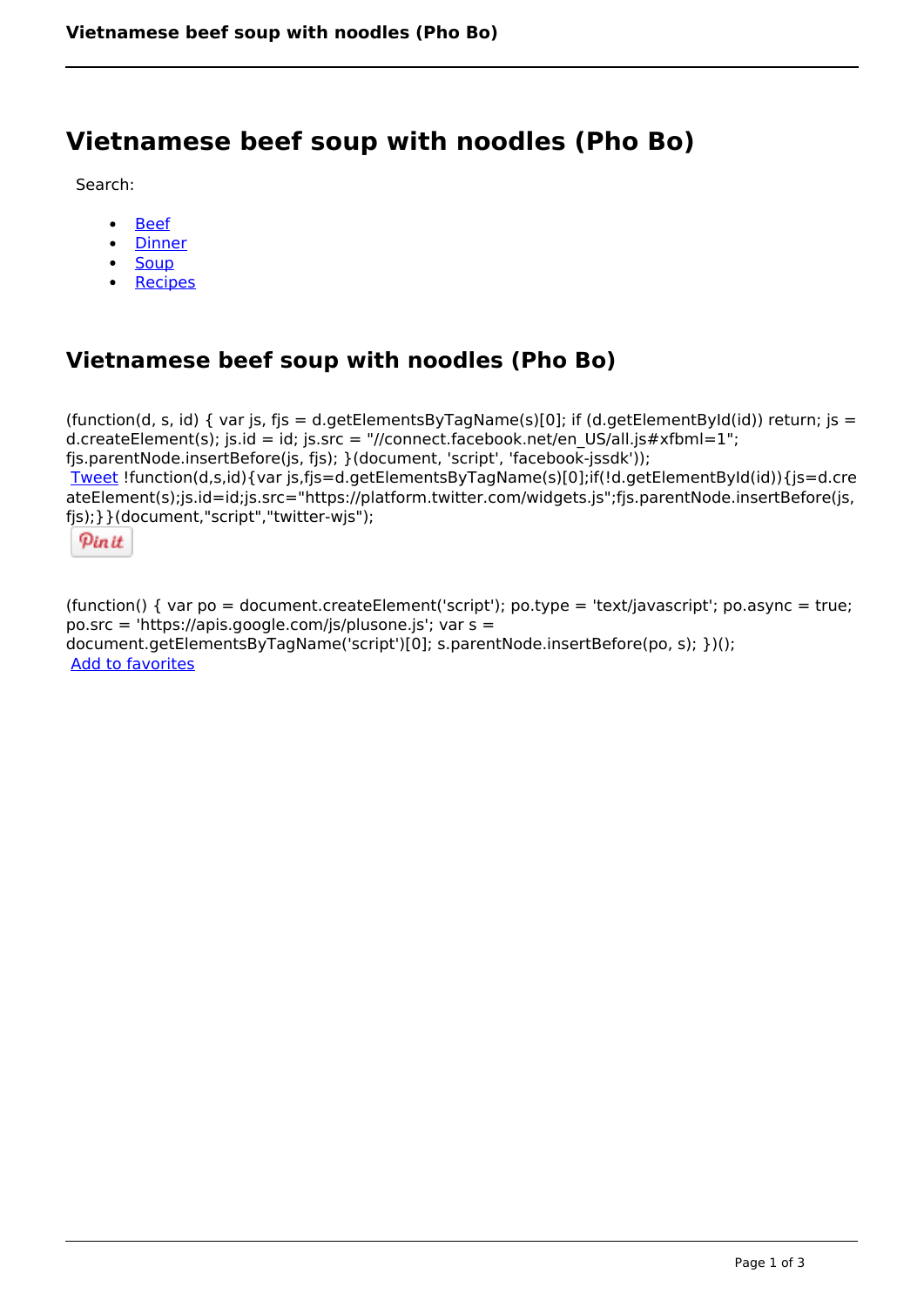# Vietnamese beef soup with noodles (Pho Bo)

Search:

- Beef
- Dinner
- Soup
- Recipes

## Vietnamese beef soup with noodles (Pho Bo)

(function(d, s, id) { var js, fjs = d.getElementsByTagName(s)[0]; if (d.getElementById(id)) return; js = d.createElement(s); js.id = id; js.src = "//connect.facebook.net/en_US/all.js#xfbml=1"; fjs.parentNode.insertBefore(js, fjs); }(document, 'script', 'facebook-jssdk'));
Tweet !function(d,s,id){var js,fjs=d.getElementsByTagName(s)[0];if(!d.getElementById(id)){js=d.createElement(s);js.id=id;js.src="https://platform.twitter.com/widgets.js";fjs.parentNode.insertBefore(js,fjs);}}(document,"script","twitter-wjs");

Pin it

(function() { var po = document.createElement('script'); po.type = 'text/javascript'; po.async = true; po.src = 'https://apis.google.com/js/plusone.js'; var s = document.getElementsByTagName('script')[0]; s.parentNode.insertBefore(po, s); })();
Add to favorites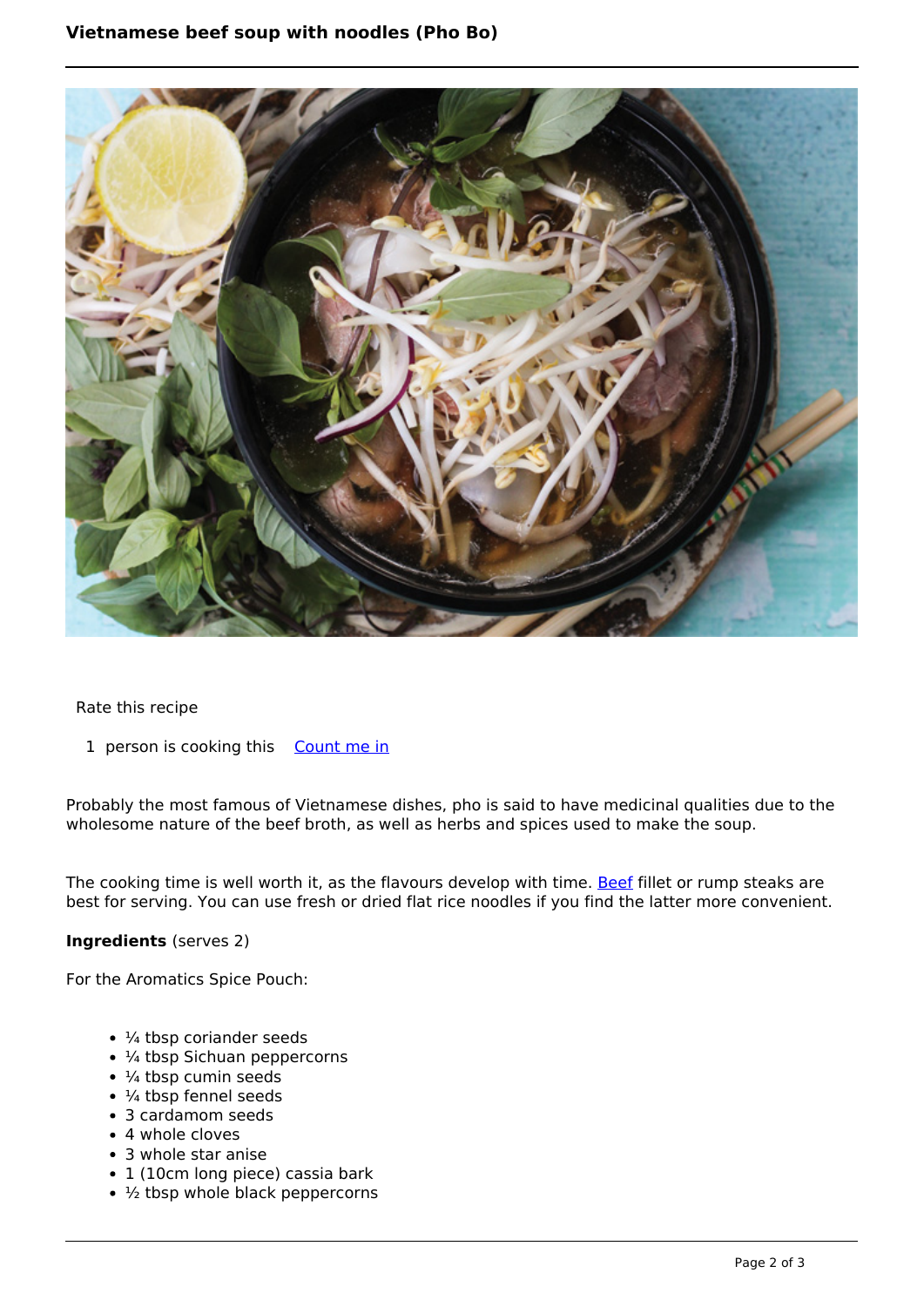Rate this recipe

1 person is cooking this [Count me in]

Probably the most famous of Vietnamese dishes, pho is said to have medicinal qualities due to the wholesome nature of the beef broth, as well as herbs and spices used to make the soup.

The cooking time is well worth it, as the flavours develop with time. Beef fillet or rump steaks are best for serving. You can use fresh or dried flat rice noodles if you find the latter more convenient.

**Ingredients** (serves 2)

For the Aromatics Spice Pouch:

- ¼ tbsp coriander seeds
- ¼ tbsp Sichuan peppercorns
- ¼ tbsp cumin seeds
- ¼ tbsp fennel seeds
- 3 cardamom seeds
- 4 whole cloves
- 3 whole star anise
- 1 (10cm long piece) cassia bark
- ½ tbsp whole black peppercorns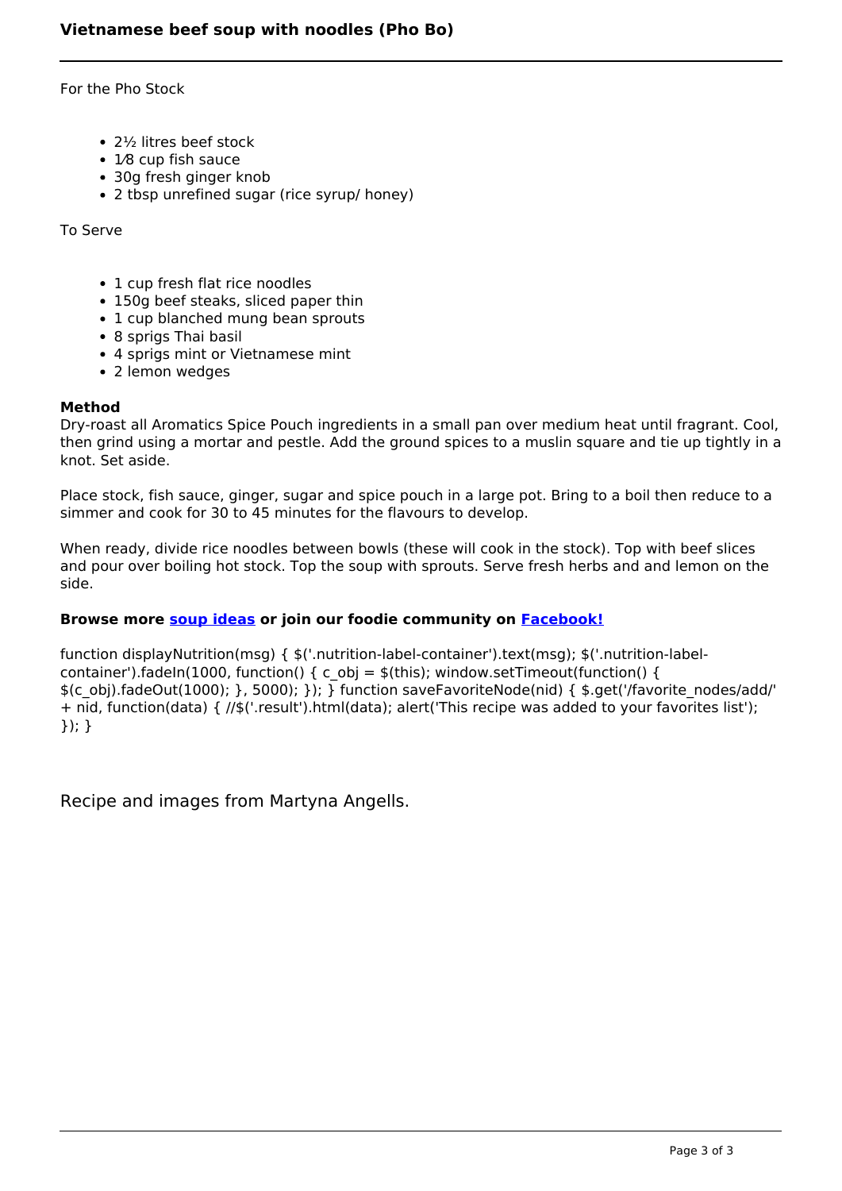## Vietnamese beef soup with noodles (Pho Bo)

For the Pho Stock

- 2½ litres beef stock
- 1⁄8 cup fish sauce
- 30g fresh ginger knob
- 2 tbsp unrefined sugar (rice syrup/ honey)

To Serve

- 1 cup fresh flat rice noodles
- 150g beef steaks, sliced paper thin
- 1 cup blanched mung bean sprouts
- 8 sprigs Thai basil
- 4 sprigs mint or Vietnamese mint
- 2 lemon wedges

**Method**
Dry-roast all Aromatics Spice Pouch ingredients in a small pan over medium heat until fragrant. Cool, then grind using a mortar and pestle. Add the ground spices to a muslin square and tie up tightly in a knot. Set aside.

Place stock, fish sauce, ginger, sugar and spice pouch in a large pot. Bring to a boil then reduce to a simmer and cook for 30 to 45 minutes for the flavours to develop.

When ready, divide rice noodles between bowls (these will cook in the stock). Top with beef slices and pour over boiling hot stock. Top the soup with sprouts. Serve fresh herbs and and lemon on the side.

**Browse more soup ideas or join our foodie community on Facebook!**

```
function displayNutrition(msg) { $('.nutrition-label-container').text(msg); $('.nutrition-label-container').fadeIn(1000, function() { c_obj = $(this); window.setTimeout(function() { $(c_obj).fadeOut(1000); }, 5000); }); } function saveFavoriteNode(nid) { $.get('/favorite_nodes/add/' + nid, function(data) { //$('.result').html(data); alert('This recipe was added to your favorites list'); }); }
```

Recipe and images from Martyna Angells.